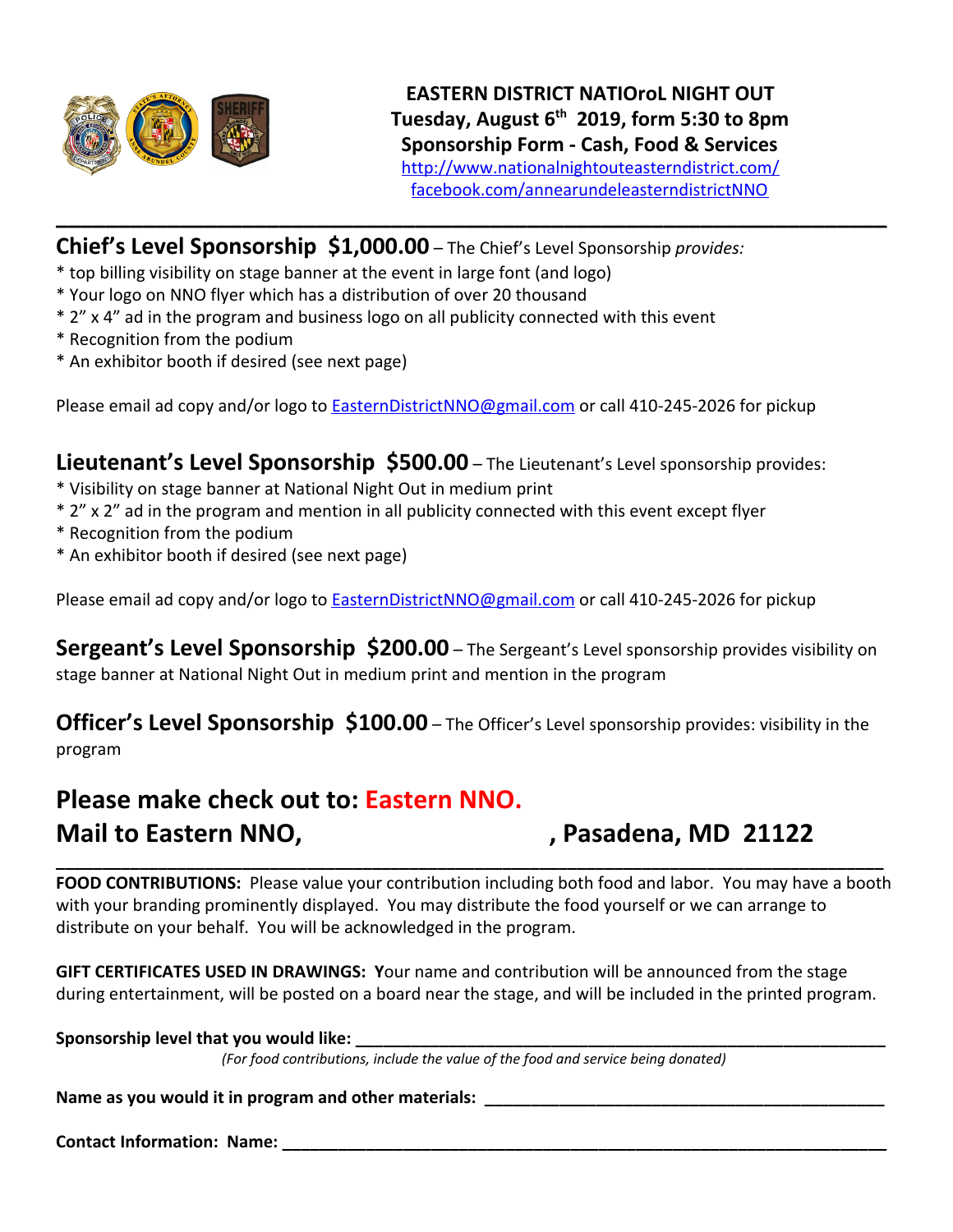**EASTERN DISTRICT NATIOroL NIGHT OUT**
**Tuesday, August 6th 2019, form 5:30 to 8pm**
**Sponsorship Form - Cash, Food & Services**
http://www.nationalnightouteasterndistrict.com/
facebook.com/annearundeleasterndistrictNNO

---

## Chief's Level Sponsorship $1,000.00 – The Chief's Level Sponsorship *provides:*

* top billing visibility on stage banner at the event in large font (and logo)
* Your logo on NNO flyer which has a distribution of over 20 thousand
* 2" x 4" ad in the program and business logo on all publicity connected with this event
* Recognition from the podium
* An exhibitor booth if desired (see next page)

Please email ad copy and/or logo to EasternDistrictNNO@gmail.com or call 410-245-2026 for pickup

## Lieutenant's Level Sponsorship $500.00 – The Lieutenant's Level sponsorship provides:

* Visibility on stage banner at National Night Out in medium print
* 2" x 2" ad in the program and mention in all publicity connected with this event except flyer
* Recognition from the podium
* An exhibitor booth if desired (see next page)

Please email ad copy and/or logo to EasternDistrictNNO@gmail.com or call 410-245-2026 for pickup

## Sergeant's Level Sponsorship $200.00 – The Sergeant's Level sponsorship provides visibility on stage banner at National Night Out in medium print and mention in the program

## Officer's Level Sponsorship $100.00 – The Officer's Level sponsorship provides: visibility in the program

## Please make check out to: Eastern NNO.
## Mail to Eastern NNO, , Pasadena, MD 21122

---

**FOOD CONTRIBUTIONS:** Please value your contribution including both food and labor. You may have a booth with your branding prominently displayed. You may distribute the food yourself or we can arrange to distribute on your behalf. You will be acknowledged in the program.

**GIFT CERTIFICATES USED IN DRAWINGS: Y**our name and contribution will be announced from the stage during entertainment, will be posted on a board near the stage, and will be included in the printed program.

**Sponsorship level that you would like:** ______________________________

*(For food contributions, include the value of the food and service being donated)*

**Name as you would it in program and other materials:** ______________________________

**Contact Information: Name:** ______________________________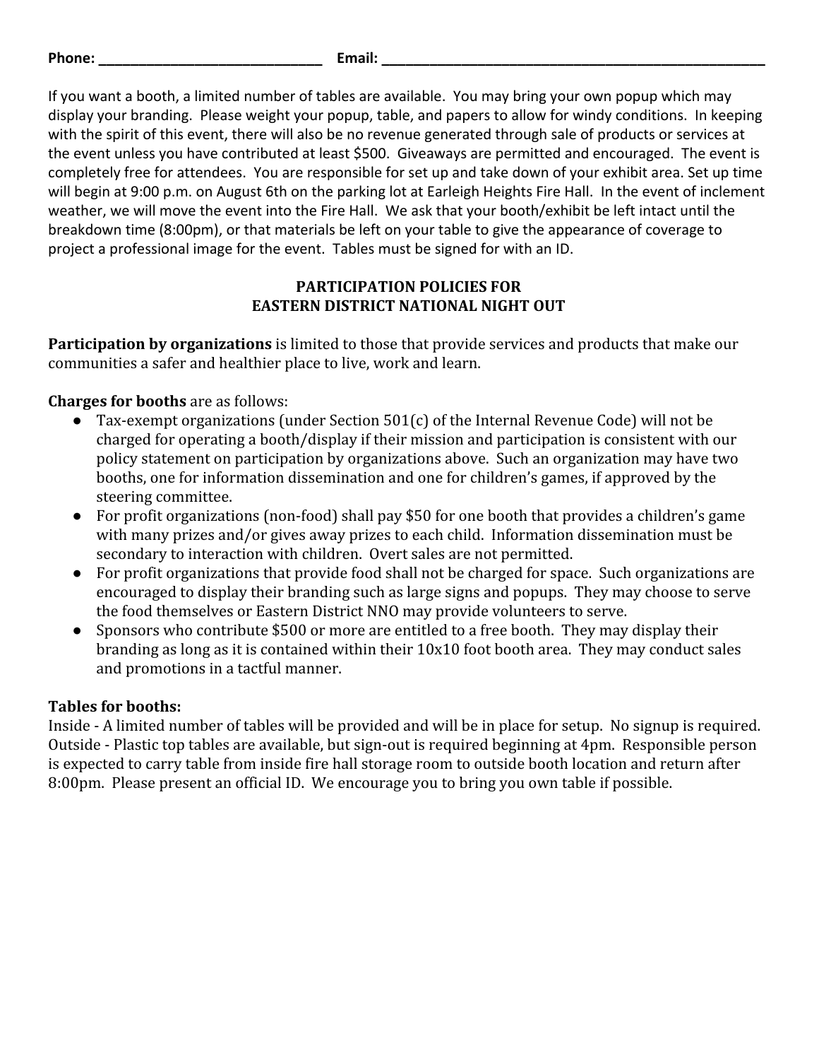**Phone: ______________________________ Email: ____________________________________________________**

If you want a booth, a limited number of tables are available. You may bring your own popup which may display your branding. Please weight your popup, table, and papers to allow for windy conditions. In keeping with the spirit of this event, there will also be no revenue generated through sale of products or services at the event unless you have contributed at least $500. Giveaways are permitted and encouraged. The event is completely free for attendees. You are responsible for set up and take down of your exhibit area. Set up time will begin at 9:00 p.m. on August 6th on the parking lot at Earleigh Heights Fire Hall. In the event of inclement weather, we will move the event into the Fire Hall. We ask that your booth/exhibit be left intact until the breakdown time (8:00pm), or that materials be left on your table to give the appearance of coverage to project a professional image for the event. Tables must be signed for with an ID.

## PARTICIPATION POLICIES FOR EASTERN DISTRICT NATIONAL NIGHT OUT

**Participation by organizations** is limited to those that provide services and products that make our communities a safer and healthier place to live, work and learn.

**Charges for booths** are as follows:

- Tax-exempt organizations (under Section 501(c) of the Internal Revenue Code) will not be charged for operating a booth/display if their mission and participation is consistent with our policy statement on participation by organizations above. Such an organization may have two booths, one for information dissemination and one for children's games, if approved by the steering committee.
- For profit organizations (non-food) shall pay $50 for one booth that provides a children's game with many prizes and/or gives away prizes to each child. Information dissemination must be secondary to interaction with children. Overt sales are not permitted.
- For profit organizations that provide food shall not be charged for space. Such organizations are encouraged to display their branding such as large signs and popups. They may choose to serve the food themselves or Eastern District NNO may provide volunteers to serve.
- Sponsors who contribute $500 or more are entitled to a free booth. They may display their branding as long as it is contained within their 10x10 foot booth area. They may conduct sales and promotions in a tactful manner.

**Tables for booths:**
Inside - A limited number of tables will be provided and will be in place for setup. No signup is required.
Outside - Plastic top tables are available, but sign-out is required beginning at 4pm. Responsible person is expected to carry table from inside fire hall storage room to outside booth location and return after 8:00pm. Please present an official ID. We encourage you to bring you own table if possible.